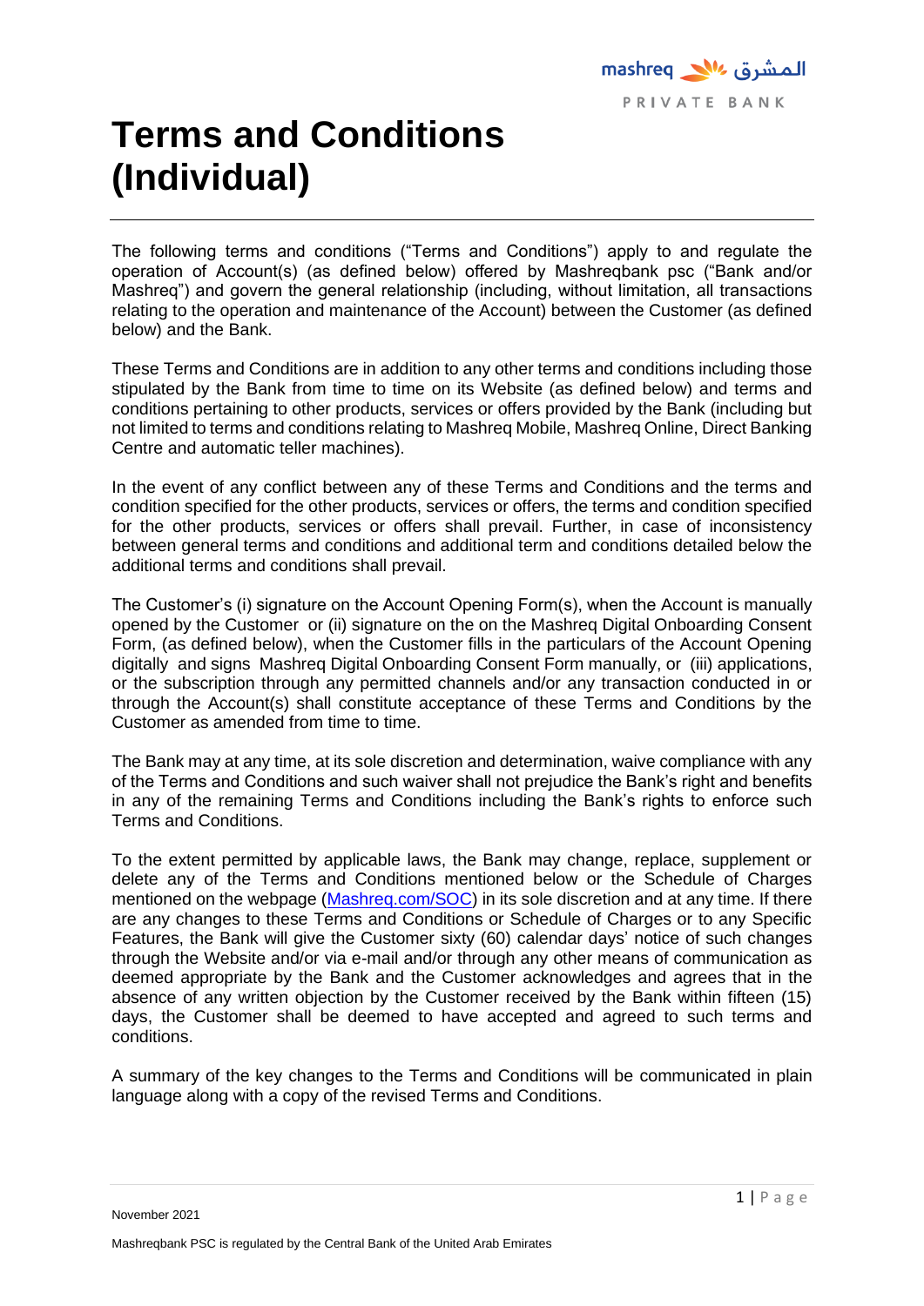# Terms and Conditions (Individual)

The following terms and conditions ("Terms and Conditions") apply to and regulate the operation of Account(s) (as defined below) offered by Mashreqbank psc ("Bank and/or Mashreq") and govern the general relationship (including, without limitation, all transactions relating to the operation and maintenance of the Account) between the Customer (as defined below) and the Bank.

These Terms and Conditions are in addition to any other terms and conditions including those stipulated by the Bank from time to time on its Website (as defined below) and terms and conditions pertaining to other products, services or offers provided by the Bank (including but not limited to terms and conditions relating to Mashreq Mobile, Mashreq Online, Direct Banking Centre and automatic teller machines).

In the event of any conflict between any of these Terms and Conditions and the terms and condition specified for the other products, services or offers, the terms and condition specified for the other products, services or offers shall prevail. Further, in case of inconsistency between general terms and conditions and additional term and conditions detailed below the additional terms and conditions shall prevail.

The Customer's (i) signature on the Account Opening Form(s), when the Account is manually opened by the Customer or (ii) signature on the on the Mashreq Digital Onboarding Consent Form, (as defined below), when the Customer fills in the particulars of the Account Opening digitally and signs Mashreq Digital Onboarding Consent Form manually, or (iii) applications, or the subscription through any permitted channels and/or any transaction conducted in or through the Account(s) shall constitute acceptance of these Terms and Conditions by the Customer as amended from time to time.

The Bank may at any time, at its sole discretion and determination, waive compliance with any of the Terms and Conditions and such waiver shall not prejudice the Bank's right and benefits in any of the remaining Terms and Conditions including the Bank's rights to enforce such Terms and Conditions.

To the extent permitted by applicable laws, the Bank may change, replace, supplement or delete any of the Terms and Conditions mentioned below or the Schedule of Charges mentioned on the webpage (Mashreq.com/SOC) in its sole discretion and at any time. If there are any changes to these Terms and Conditions or Schedule of Charges or to any Specific Features, the Bank will give the Customer sixty (60) calendar days' notice of such changes through the Website and/or via e-mail and/or through any other means of communication as deemed appropriate by the Bank and the Customer acknowledges and agrees that in the absence of any written objection by the Customer received by the Bank within fifteen (15) days, the Customer shall be deemed to have accepted and agreed to such terms and conditions.

A summary of the key changes to the Terms and Conditions will be communicated in plain language along with a copy of the revised Terms and Conditions.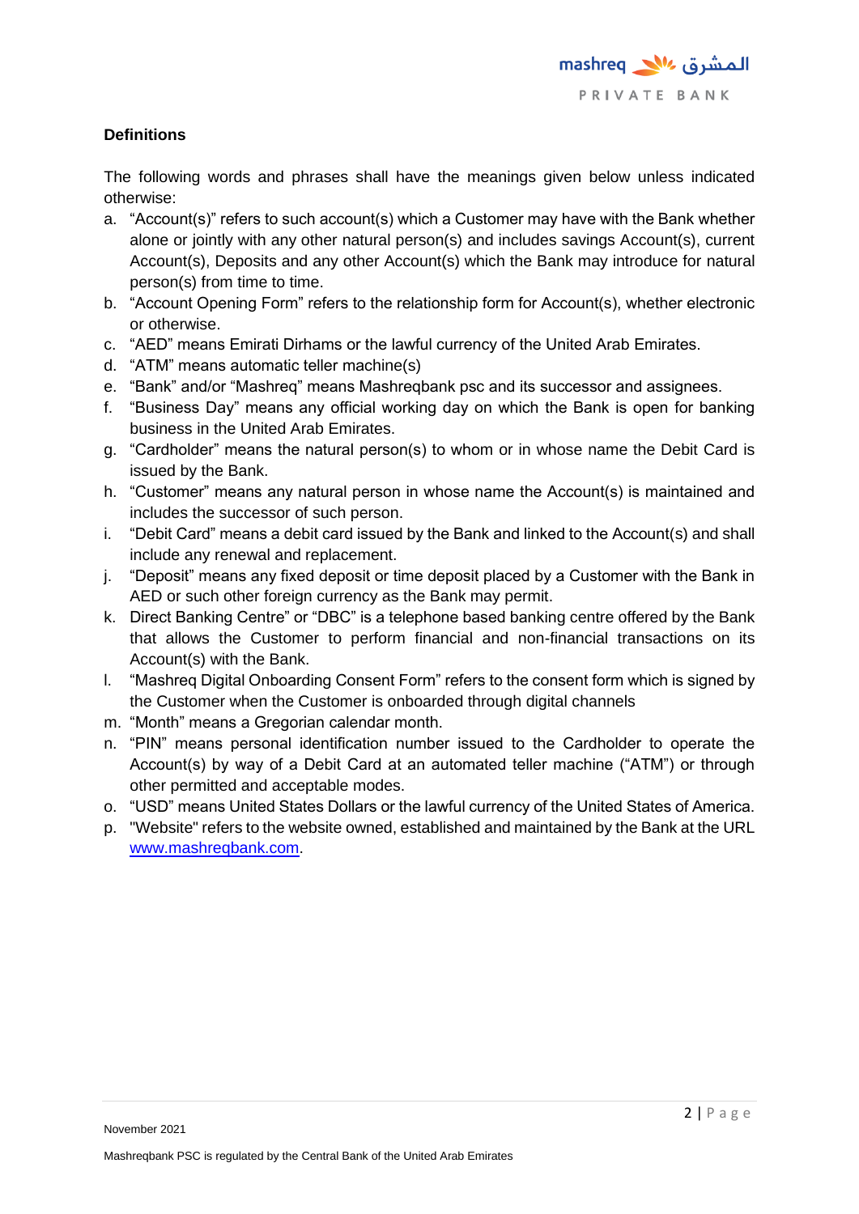**Definitions**

The following words and phrases shall have the meanings given below unless indicated otherwise:

a. “Account(s)” refers to such account(s) which a Customer may have with the Bank whether alone or jointly with any other natural person(s) and includes savings Account(s), current Account(s), Deposits and any other Account(s) which the Bank may introduce for natural person(s) from time to time.
b. “Account Opening Form” refers to the relationship form for Account(s), whether electronic or otherwise.
c. “AED” means Emirati Dirhams or the lawful currency of the United Arab Emirates.
d. “ATM” means automatic teller machine(s)
e. “Bank” and/or “Mashreq” means Mashreqbank psc and its successor and assignees.
f. “Business Day” means any official working day on which the Bank is open for banking business in the United Arab Emirates.
g. “Cardholder” means the natural person(s) to whom or in whose name the Debit Card is issued by the Bank.
h. “Customer” means any natural person in whose name the Account(s) is maintained and includes the successor of such person.
i. “Debit Card” means a debit card issued by the Bank and linked to the Account(s) and shall include any renewal and replacement.
j. “Deposit” means any fixed deposit or time deposit placed by a Customer with the Bank in AED or such other foreign currency as the Bank may permit.
k. Direct Banking Centre” or “DBC” is a telephone based banking centre offered by the Bank that allows the Customer to perform financial and non-financial transactions on its Account(s) with the Bank.
l. “Mashreq Digital Onboarding Consent Form” refers to the consent form which is signed by the Customer when the Customer is onboarded through digital channels
m. “Month” means a Gregorian calendar month.
n. “PIN” means personal identification number issued to the Cardholder to operate the Account(s) by way of a Debit Card at an automated teller machine (“ATM”) or through other permitted and acceptable modes.
o. “USD” means United States Dollars or the lawful currency of the United States of America.
p. "Website" refers to the website owned, established and maintained by the Bank at the URL www.mashreqbank.com.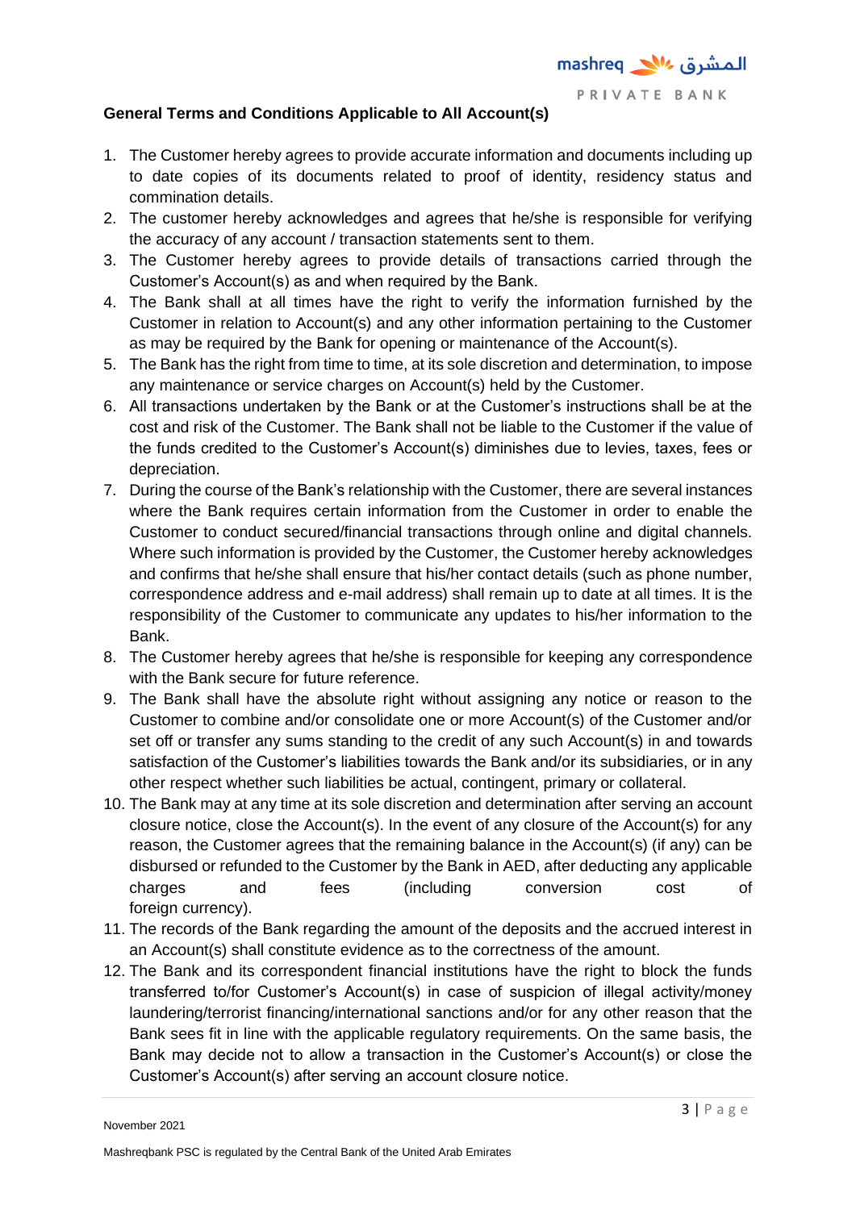**General Terms and Conditions Applicable to All Account(s)**

1. The Customer hereby agrees to provide accurate information and documents including up to date copies of its documents related to proof of identity, residency status and commination details.
2. The customer hereby acknowledges and agrees that he/she is responsible for verifying the accuracy of any account / transaction statements sent to them.
3. The Customer hereby agrees to provide details of transactions carried through the Customer's Account(s) as and when required by the Bank.
4. The Bank shall at all times have the right to verify the information furnished by the Customer in relation to Account(s) and any other information pertaining to the Customer as may be required by the Bank for opening or maintenance of the Account(s).
5. The Bank has the right from time to time, at its sole discretion and determination, to impose any maintenance or service charges on Account(s) held by the Customer.
6. All transactions undertaken by the Bank or at the Customer's instructions shall be at the cost and risk of the Customer. The Bank shall not be liable to the Customer if the value of the funds credited to the Customer's Account(s) diminishes due to levies, taxes, fees or depreciation.
7. During the course of the Bank's relationship with the Customer, there are several instances where the Bank requires certain information from the Customer in order to enable the Customer to conduct secured/financial transactions through online and digital channels. Where such information is provided by the Customer, the Customer hereby acknowledges and confirms that he/she shall ensure that his/her contact details (such as phone number, correspondence address and e-mail address) shall remain up to date at all times. It is the responsibility of the Customer to communicate any updates to his/her information to the Bank.
8. The Customer hereby agrees that he/she is responsible for keeping any correspondence with the Bank secure for future reference.
9. The Bank shall have the absolute right without assigning any notice or reason to the Customer to combine and/or consolidate one or more Account(s) of the Customer and/or set off or transfer any sums standing to the credit of any such Account(s) in and towards satisfaction of the Customer's liabilities towards the Bank and/or its subsidiaries, or in any other respect whether such liabilities be actual, contingent, primary or collateral.
10. The Bank may at any time at its sole discretion and determination after serving an account closure notice, close the Account(s). In the event of any closure of the Account(s) for any reason, the Customer agrees that the remaining balance in the Account(s) (if any) can be disbursed or refunded to the Customer by the Bank in AED, after deducting any applicable charges and fees (including conversion cost of foreign currency).
11. The records of the Bank regarding the amount of the deposits and the accrued interest in an Account(s) shall constitute evidence as to the correctness of the amount.
12. The Bank and its correspondent financial institutions have the right to block the funds transferred to/for Customer's Account(s) in case of suspicion of illegal activity/money laundering/terrorist financing/international sanctions and/or for any other reason that the Bank sees fit in line with the applicable regulatory requirements. On the same basis, the Bank may decide not to allow a transaction in the Customer's Account(s) or close the Customer's Account(s) after serving an account closure notice.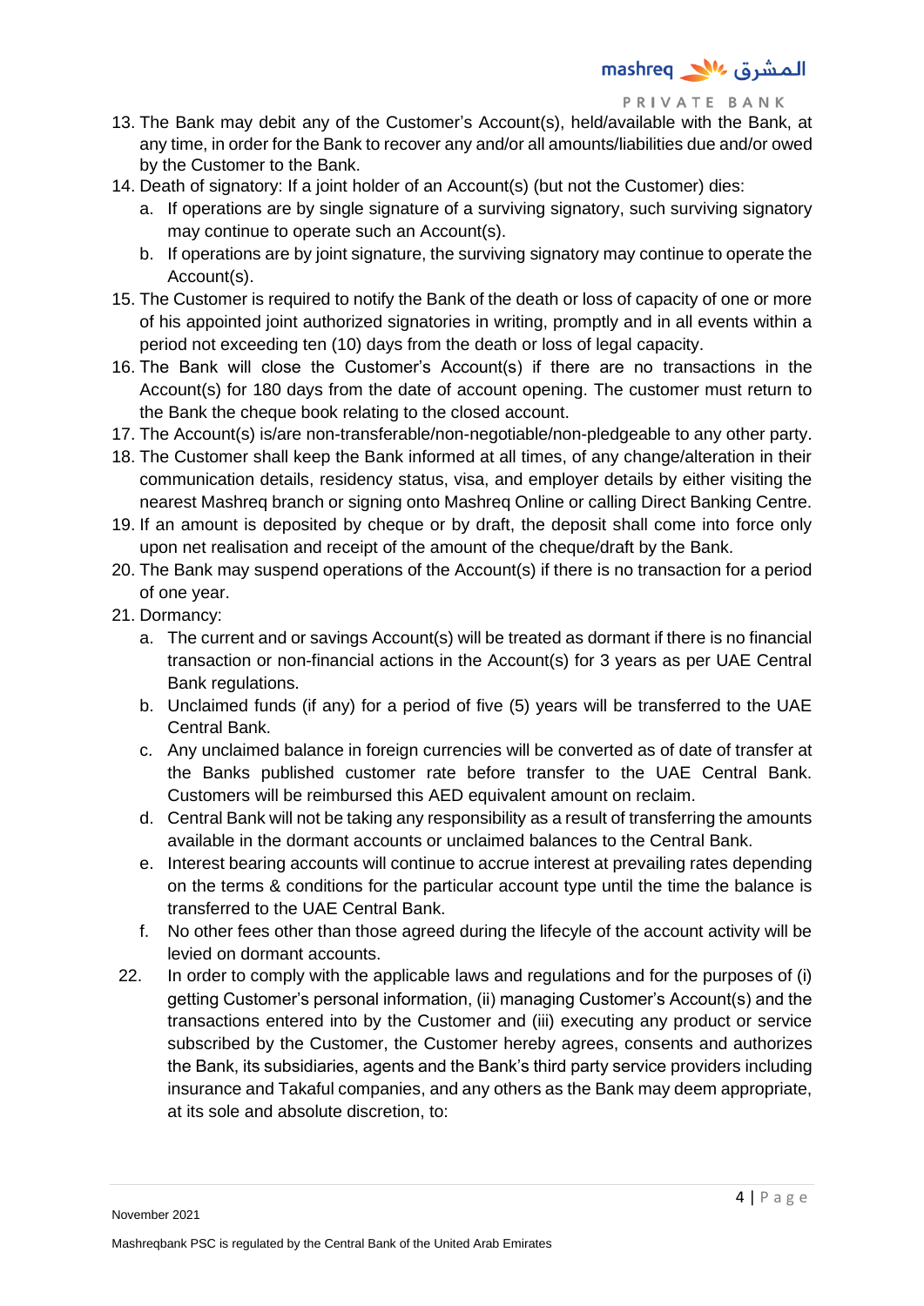13. The Bank may debit any of the Customer's Account(s), held/available with the Bank, at any time, in order for the Bank to recover any and/or all amounts/liabilities due and/or owed by the Customer to the Bank.
14. Death of signatory: If a joint holder of an Account(s) (but not the Customer) dies:
    a. If operations are by single signature of a surviving signatory, such surviving signatory may continue to operate such an Account(s).
    b. If operations are by joint signature, the surviving signatory may continue to operate the Account(s).
15. The Customer is required to notify the Bank of the death or loss of capacity of one or more of his appointed joint authorized signatories in writing, promptly and in all events within a period not exceeding ten (10) days from the death or loss of legal capacity.
16. The Bank will close the Customer's Account(s) if there are no transactions in the Account(s) for 180 days from the date of account opening. The customer must return to the Bank the cheque book relating to the closed account.
17. The Account(s) is/are non-transferable/non-negotiable/non-pledgeable to any other party.
18. The Customer shall keep the Bank informed at all times, of any change/alteration in their communication details, residency status, visa, and employer details by either visiting the nearest Mashreq branch or signing onto Mashreq Online or calling Direct Banking Centre.
19. If an amount is deposited by cheque or by draft, the deposit shall come into force only upon net realisation and receipt of the amount of the cheque/draft by the Bank.
20. The Bank may suspend operations of the Account(s) if there is no transaction for a period of one year.
21. Dormancy:
    a. The current and or savings Account(s) will be treated as dormant if there is no financial transaction or non-financial actions in the Account(s) for 3 years as per UAE Central Bank regulations.
    b. Unclaimed funds (if any) for a period of five (5) years will be transferred to the UAE Central Bank.
    c. Any unclaimed balance in foreign currencies will be converted as of date of transfer at the Banks published customer rate before transfer to the UAE Central Bank. Customers will be reimbursed this AED equivalent amount on reclaim.
    d. Central Bank will not be taking any responsibility as a result of transferring the amounts available in the dormant accounts or unclaimed balances to the Central Bank.
    e. Interest bearing accounts will continue to accrue interest at prevailing rates depending on the terms & conditions for the particular account type until the time the balance is transferred to the UAE Central Bank.
    f. No other fees other than those agreed during the lifecycle of the account activity will be levied on dormant accounts.
22. In order to comply with the applicable laws and regulations and for the purposes of (i) getting Customer's personal information, (ii) managing Customer's Account(s) and the transactions entered into by the Customer and (iii) executing any product or service subscribed by the Customer, the Customer hereby agrees, consents and authorizes the Bank, its subsidiaries, agents and the Bank's third party service providers including insurance and Takaful companies, and any others as the Bank may deem appropriate, at its sole and absolute discretion, to: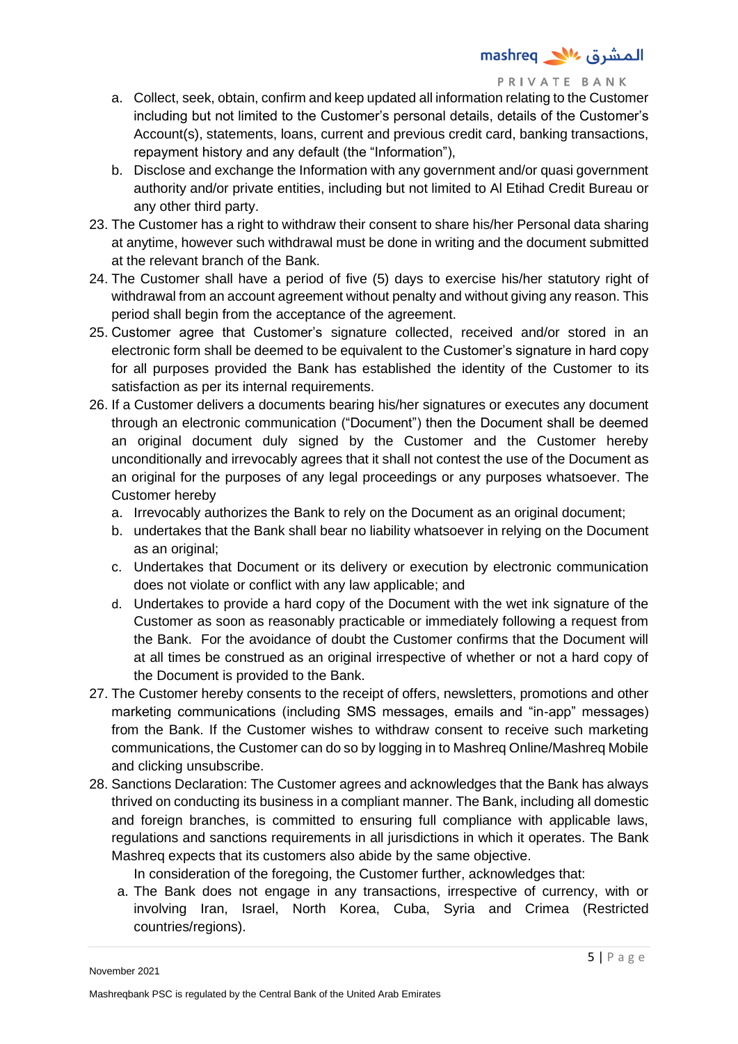a. Collect, seek, obtain, confirm and keep updated all information relating to the Customer including but not limited to the Customer's personal details, details of the Customer's Account(s), statements, loans, current and previous credit card, banking transactions, repayment history and any default (the "Information"),
b. Disclose and exchange the Information with any government and/or quasi government authority and/or private entities, including but not limited to Al Etihad Credit Bureau or any other third party.

23. The Customer has a right to withdraw their consent to share his/her Personal data sharing at anytime, however such withdrawal must be done in writing and the document submitted at the relevant branch of the Bank.
24. The Customer shall have a period of five (5) days to exercise his/her statutory right of withdrawal from an account agreement without penalty and without giving any reason. This period shall begin from the acceptance of the agreement.
25. Customer agree that Customer's signature collected, received and/or stored in an electronic form shall be deemed to be equivalent to the Customer's signature in hard copy for all purposes provided the Bank has established the identity of the Customer to its satisfaction as per its internal requirements.
26. If a Customer delivers a documents bearing his/her signatures or executes any document through an electronic communication ("Document") then the Document shall be deemed an original document duly signed by the Customer and the Customer hereby unconditionally and irrevocably agrees that it shall not contest the use of the Document as an original for the purposes of any legal proceedings or any purposes whatsoever. The Customer hereby
   a. Irrevocably authorizes the Bank to rely on the Document as an original document;
   b. undertakes that the Bank shall bear no liability whatsoever in relying on the Document as an original;
   c. Undertakes that Document or its delivery or execution by electronic communication does not violate or conflict with any law applicable; and
   d. Undertakes to provide a hard copy of the Document with the wet ink signature of the Customer as soon as reasonably practicable or immediately following a request from the Bank. For the avoidance of doubt the Customer confirms that the Document will at all times be construed as an original irrespective of whether or not a hard copy of the Document is provided to the Bank.
27. The Customer hereby consents to the receipt of offers, newsletters, promotions and other marketing communications (including SMS messages, emails and "in-app" messages) from the Bank. If the Customer wishes to withdraw consent to receive such marketing communications, the Customer can do so by logging in to Mashreq Online/Mashreq Mobile and clicking unsubscribe.
28. Sanctions Declaration: The Customer agrees and acknowledges that the Bank has always thrived on conducting its business in a compliant manner. The Bank, including all domestic and foreign branches, is committed to ensuring full compliance with applicable laws, regulations and sanctions requirements in all jurisdictions in which it operates. The Bank Mashreq expects that its customers also abide by the same objective.

   In consideration of the foregoing, the Customer further, acknowledges that:

   a. The Bank does not engage in any transactions, irrespective of currency, with or involving Iran, Israel, North Korea, Cuba, Syria and Crimea (Restricted countries/regions).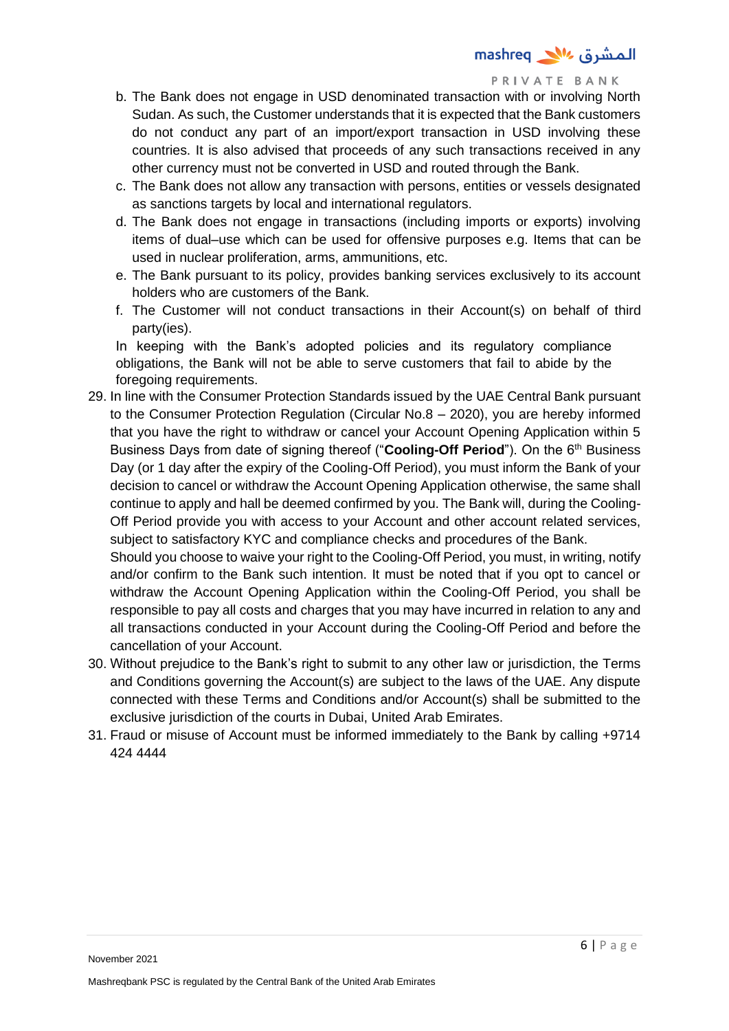b. The Bank does not engage in USD denominated transaction with or involving North Sudan. As such, the Customer understands that it is expected that the Bank customers do not conduct any part of an import/export transaction in USD involving these countries. It is also advised that proceeds of any such transactions received in any other currency must not be converted in USD and routed through the Bank.

c. The Bank does not allow any transaction with persons, entities or vessels designated as sanctions targets by local and international regulators.

d. The Bank does not engage in transactions (including imports or exports) involving items of dual–use which can be used for offensive purposes e.g. Items that can be used in nuclear proliferation, arms, ammunitions, etc.

e. The Bank pursuant to its policy, provides banking services exclusively to its account holders who are customers of the Bank.

f. The Customer will not conduct transactions in their Account(s) on behalf of third party(ies).

In keeping with the Bank's adopted policies and its regulatory compliance obligations, the Bank will not be able to serve customers that fail to abide by the foregoing requirements.

29. In line with the Consumer Protection Standards issued by the UAE Central Bank pursuant to the Consumer Protection Regulation (Circular No.8 – 2020), you are hereby informed that you have the right to withdraw or cancel your Account Opening Application within 5 Business Days from date of signing thereof ("**Cooling-Off Period**"). On the 6th Business Day (or 1 day after the expiry of the Cooling-Off Period), you must inform the Bank of your decision to cancel or withdraw the Account Opening Application otherwise, the same shall continue to apply and hall be deemed confirmed by you. The Bank will, during the Cooling-Off Period provide you with access to your Account and other account related services, subject to satisfactory KYC and compliance checks and procedures of the Bank.
Should you choose to waive your right to the Cooling-Off Period, you must, in writing, notify and/or confirm to the Bank such intention. It must be noted that if you opt to cancel or withdraw the Account Opening Application within the Cooling-Off Period, you shall be responsible to pay all costs and charges that you may have incurred in relation to any and all transactions conducted in your Account during the Cooling-Off Period and before the cancellation of your Account.

30. Without prejudice to the Bank's right to submit to any other law or jurisdiction, the Terms and Conditions governing the Account(s) are subject to the laws of the UAE. Any dispute connected with these Terms and Conditions and/or Account(s) shall be submitted to the exclusive jurisdiction of the courts in Dubai, United Arab Emirates.

31. Fraud or misuse of Account must be informed immediately to the Bank by calling +9714 424 4444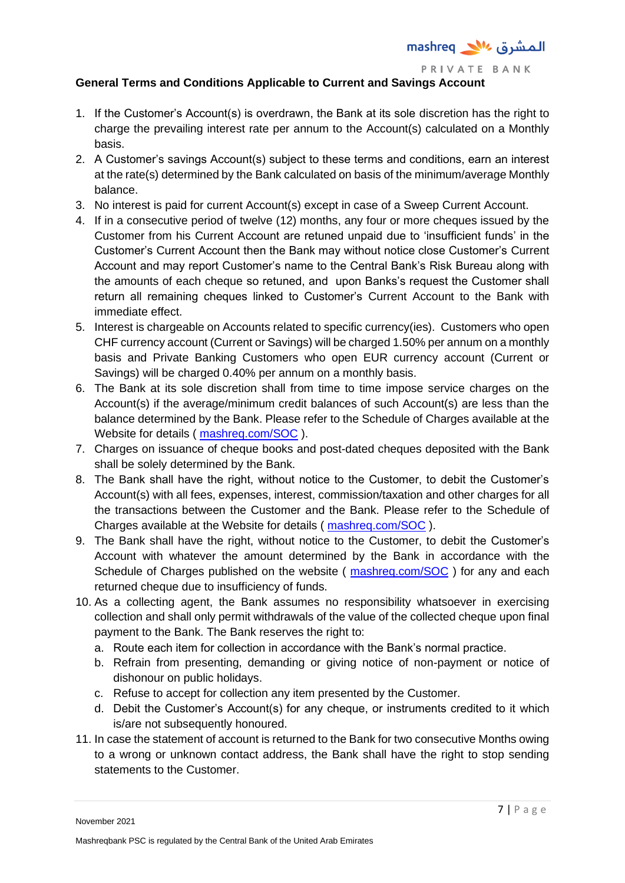**General Terms and Conditions Applicable to Current and Savings Account**

1. If the Customer's Account(s) is overdrawn, the Bank at its sole discretion has the right to charge the prevailing interest rate per annum to the Account(s) calculated on a Monthly basis.
2. A Customer's savings Account(s) subject to these terms and conditions, earn an interest at the rate(s) determined by the Bank calculated on basis of the minimum/average Monthly balance.
3. No interest is paid for current Account(s) except in case of a Sweep Current Account.
4. If in a consecutive period of twelve (12) months, any four or more cheques issued by the Customer from his Current Account are retuned unpaid due to 'insufficient funds' in the Customer's Current Account then the Bank may without notice close Customer's Current Account and may report Customer's name to the Central Bank's Risk Bureau along with the amounts of each cheque so retuned, and upon Banks's request the Customer shall return all remaining cheques linked to Customer's Current Account to the Bank with immediate effect.
5. Interest is chargeable on Accounts related to specific currency(ies). Customers who open CHF currency account (Current or Savings) will be charged 1.50% per annum on a monthly basis and Private Banking Customers who open EUR currency account (Current or Savings) will be charged 0.40% per annum on a monthly basis.
6. The Bank at its sole discretion shall from time to time impose service charges on the Account(s) if the average/minimum credit balances of such Account(s) are less than the balance determined by the Bank. Please refer to the Schedule of Charges available at the Website for details ( mashreq.com/SOC ).
7. Charges on issuance of cheque books and post-dated cheques deposited with the Bank shall be solely determined by the Bank.
8. The Bank shall have the right, without notice to the Customer, to debit the Customer's Account(s) with all fees, expenses, interest, commission/taxation and other charges for all the transactions between the Customer and the Bank. Please refer to the Schedule of Charges available at the Website for details ( mashreq.com/SOC ).
9. The Bank shall have the right, without notice to the Customer, to debit the Customer's Account with whatever the amount determined by the Bank in accordance with the Schedule of Charges published on the website ( mashreq.com/SOC ) for any and each returned cheque due to insufficiency of funds.
10. As a collecting agent, the Bank assumes no responsibility whatsoever in exercising collection and shall only permit withdrawals of the value of the collected cheque upon final payment to the Bank. The Bank reserves the right to:
    a. Route each item for collection in accordance with the Bank's normal practice.
    b. Refrain from presenting, demanding or giving notice of non-payment or notice of dishonour on public holidays.
    c. Refuse to accept for collection any item presented by the Customer.
    d. Debit the Customer's Account(s) for any cheque, or instruments credited to it which is/are not subsequently honoured.
11. In case the statement of account is returned to the Bank for two consecutive Months owing to a wrong or unknown contact address, the Bank shall have the right to stop sending statements to the Customer.

November 2021

Mashreqbank PSC is regulated by the Central Bank of the United Arab Emirates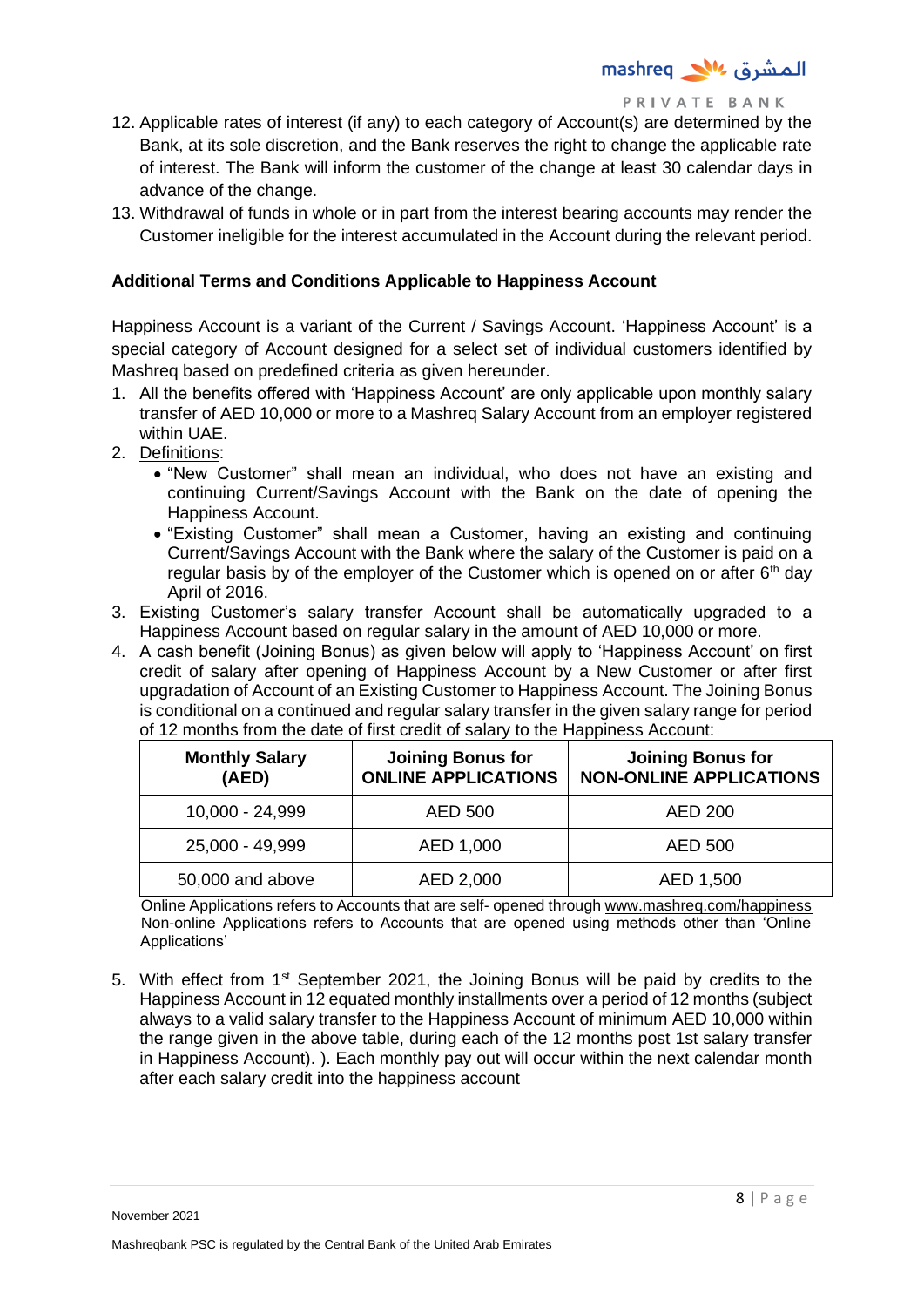12. Applicable rates of interest (if any) to each category of Account(s) are determined by the Bank, at its sole discretion, and the Bank reserves the right to change the applicable rate of interest. The Bank will inform the customer of the change at least 30 calendar days in advance of the change.
13. Withdrawal of funds in whole or in part from the interest bearing accounts may render the Customer ineligible for the interest accumulated in the Account during the relevant period.

**Additional Terms and Conditions Applicable to Happiness Account**

Happiness Account is a variant of the Current / Savings Account. 'Happiness Account' is a special category of Account designed for a select set of individual customers identified by Mashreq based on predefined criteria as given hereunder.

1. All the benefits offered with 'Happiness Account' are only applicable upon monthly salary transfer of AED 10,000 or more to a Mashreq Salary Account from an employer registered within UAE.
2. Definitions:
   - "New Customer" shall mean an individual, who does not have an existing and continuing Current/Savings Account with the Bank on the date of opening the Happiness Account.
   - "Existing Customer" shall mean a Customer, having an existing and continuing Current/Savings Account with the Bank where the salary of the Customer is paid on a regular basis by of the employer of the Customer which is opened on or after 6th day April of 2016.
3. Existing Customer's salary transfer Account shall be automatically upgraded to a Happiness Account based on regular salary in the amount of AED 10,000 or more.
4. A cash benefit (Joining Bonus) as given below will apply to 'Happiness Account' on first credit of salary after opening of Happiness Account by a New Customer or after first upgradation of Account of an Existing Customer to Happiness Account. The Joining Bonus is conditional on a continued and regular salary transfer in the given salary range for period of 12 months from the date of first credit of salary to the Happiness Account:

| Monthly Salary (AED) | Joining Bonus for ONLINE APPLICATIONS | Joining Bonus for NON-ONLINE APPLICATIONS |
|---|---|---|
| 10,000 - 24,999 | AED 500 | AED 200 |
| 25,000 - 49,999 | AED 1,000 | AED 500 |
| 50,000 and above | AED 2,000 | AED 1,500 |

Online Applications refers to Accounts that are self- opened through www.mashreq.com/happiness
Non-online Applications refers to Accounts that are opened using methods other than 'Online Applications'

5. With effect from 1st September 2021, the Joining Bonus will be paid by credits to the Happiness Account in 12 equated monthly installments over a period of 12 months (subject always to a valid salary transfer to the Happiness Account of minimum AED 10,000 within the range given in the above table, during each of the 12 months post 1st salary transfer in Happiness Account). ). Each monthly pay out will occur within the next calendar month after each salary credit into the happiness account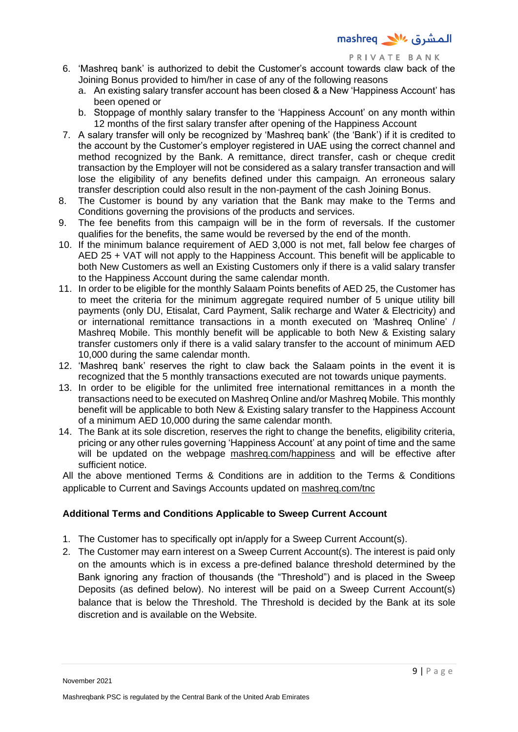6. 'Mashreq bank' is authorized to debit the Customer's account towards claw back of the Joining Bonus provided to him/her in case of any of the following reasons
   a. An existing salary transfer account has been closed & a New 'Happiness Account' has been opened or
   b. Stoppage of monthly salary transfer to the 'Happiness Account' on any month within 12 months of the first salary transfer after opening of the Happiness Account
7. A salary transfer will only be recognized by 'Mashreq bank' (the 'Bank') if it is credited to the account by the Customer's employer registered in UAE using the correct channel and method recognized by the Bank. A remittance, direct transfer, cash or cheque credit transaction by the Employer will not be considered as a salary transfer transaction and will lose the eligibility of any benefits defined under this campaign. An erroneous salary transfer description could also result in the non-payment of the cash Joining Bonus.
8. The Customer is bound by any variation that the Bank may make to the Terms and Conditions governing the provisions of the products and services.
9. The fee benefits from this campaign will be in the form of reversals. If the customer qualifies for the benefits, the same would be reversed by the end of the month.
10. If the minimum balance requirement of AED 3,000 is not met, fall below fee charges of AED 25 + VAT will not apply to the Happiness Account. This benefit will be applicable to both New Customers as well an Existing Customers only if there is a valid salary transfer to the Happiness Account during the same calendar month.
11. In order to be eligible for the monthly Salaam Points benefits of AED 25, the Customer has to meet the criteria for the minimum aggregate required number of 5 unique utility bill payments (only DU, Etisalat, Card Payment, Salik recharge and Water & Electricity) and or international remittance transactions in a month executed on 'Mashreq Online' / Mashreq Mobile. This monthly benefit will be applicable to both New & Existing salary transfer customers only if there is a valid salary transfer to the account of minimum AED 10,000 during the same calendar month.
12. 'Mashreq bank' reserves the right to claw back the Salaam points in the event it is recognized that the 5 monthly transactions executed are not towards unique payments.
13. In order to be eligible for the unlimited free international remittances in a month the transactions need to be executed on Mashreq Online and/or Mashreq Mobile. This monthly benefit will be applicable to both New & Existing salary transfer to the Happiness Account of a minimum AED 10,000 during the same calendar month.
14. The Bank at its sole discretion, reserves the right to change the benefits, eligibility criteria, pricing or any other rules governing 'Happiness Account' at any point of time and the same will be updated on the webpage mashreq.com/happiness and will be effective after sufficient notice.

All the above mentioned Terms & Conditions are in addition to the Terms & Conditions applicable to Current and Savings Accounts updated on mashreq.com/tnc

**Additional Terms and Conditions Applicable to Sweep Current Account**

1. The Customer has to specifically opt in/apply for a Sweep Current Account(s).
2. The Customer may earn interest on a Sweep Current Account(s). The interest is paid only on the amounts which is in excess a pre-defined balance threshold determined by the Bank ignoring any fraction of thousands (the "Threshold") and is placed in the Sweep Deposits (as defined below). No interest will be paid on a Sweep Current Account(s) balance that is below the Threshold. The Threshold is decided by the Bank at its sole discretion and is available on the Website.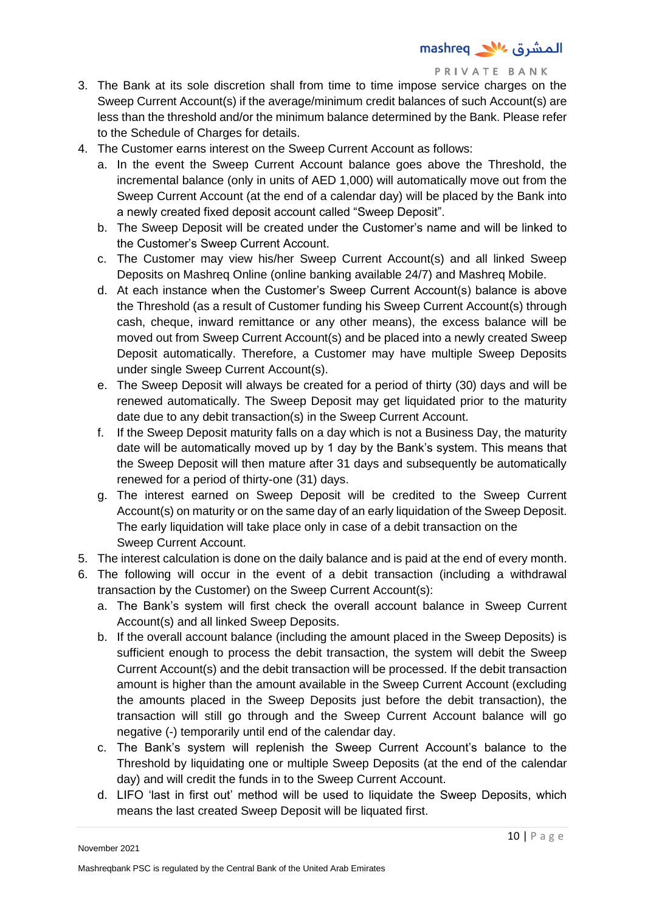3. The Bank at its sole discretion shall from time to time impose service charges on the Sweep Current Account(s) if the average/minimum credit balances of such Account(s) are less than the threshold and/or the minimum balance determined by the Bank. Please refer to the Schedule of Charges for details.
4. The Customer earns interest on the Sweep Current Account as follows:
   a. In the event the Sweep Current Account balance goes above the Threshold, the incremental balance (only in units of AED 1,000) will automatically move out from the Sweep Current Account (at the end of a calendar day) will be placed by the Bank into a newly created fixed deposit account called "Sweep Deposit".
   b. The Sweep Deposit will be created under the Customer's name and will be linked to the Customer's Sweep Current Account.
   c. The Customer may view his/her Sweep Current Account(s) and all linked Sweep Deposits on Mashreq Online (online banking available 24/7) and Mashreq Mobile.
   d. At each instance when the Customer's Sweep Current Account(s) balance is above the Threshold (as a result of Customer funding his Sweep Current Account(s) through cash, cheque, inward remittance or any other means), the excess balance will be moved out from Sweep Current Account(s) and be placed into a newly created Sweep Deposit automatically. Therefore, a Customer may have multiple Sweep Deposits under single Sweep Current Account(s).
   e. The Sweep Deposit will always be created for a period of thirty (30) days and will be renewed automatically. The Sweep Deposit may get liquidated prior to the maturity date due to any debit transaction(s) in the Sweep Current Account.
   f. If the Sweep Deposit maturity falls on a day which is not a Business Day, the maturity date will be automatically moved up by 1 day by the Bank's system. This means that the Sweep Deposit will then mature after 31 days and subsequently be automatically renewed for a period of thirty-one (31) days.
   g. The interest earned on Sweep Deposit will be credited to the Sweep Current Account(s) on maturity or on the same day of an early liquidation of the Sweep Deposit. The early liquidation will take place only in case of a debit transaction on the Sweep Current Account.
5. The interest calculation is done on the daily balance and is paid at the end of every month.
6. The following will occur in the event of a debit transaction (including a withdrawal transaction by the Customer) on the Sweep Current Account(s):
   a. The Bank's system will first check the overall account balance in Sweep Current Account(s) and all linked Sweep Deposits.
   b. If the overall account balance (including the amount placed in the Sweep Deposits) is sufficient enough to process the debit transaction, the system will debit the Sweep Current Account(s) and the debit transaction will be processed. If the debit transaction amount is higher than the amount available in the Sweep Current Account (excluding the amounts placed in the Sweep Deposits just before the debit transaction), the transaction will still go through and the Sweep Current Account balance will go negative (-) temporarily until end of the calendar day.
   c. The Bank's system will replenish the Sweep Current Account's balance to the Threshold by liquidating one or multiple Sweep Deposits (at the end of the calendar day) and will credit the funds in to the Sweep Current Account.
   d. LIFO 'last in first out' method will be used to liquidate the Sweep Deposits, which means the last created Sweep Deposit will be liquated first.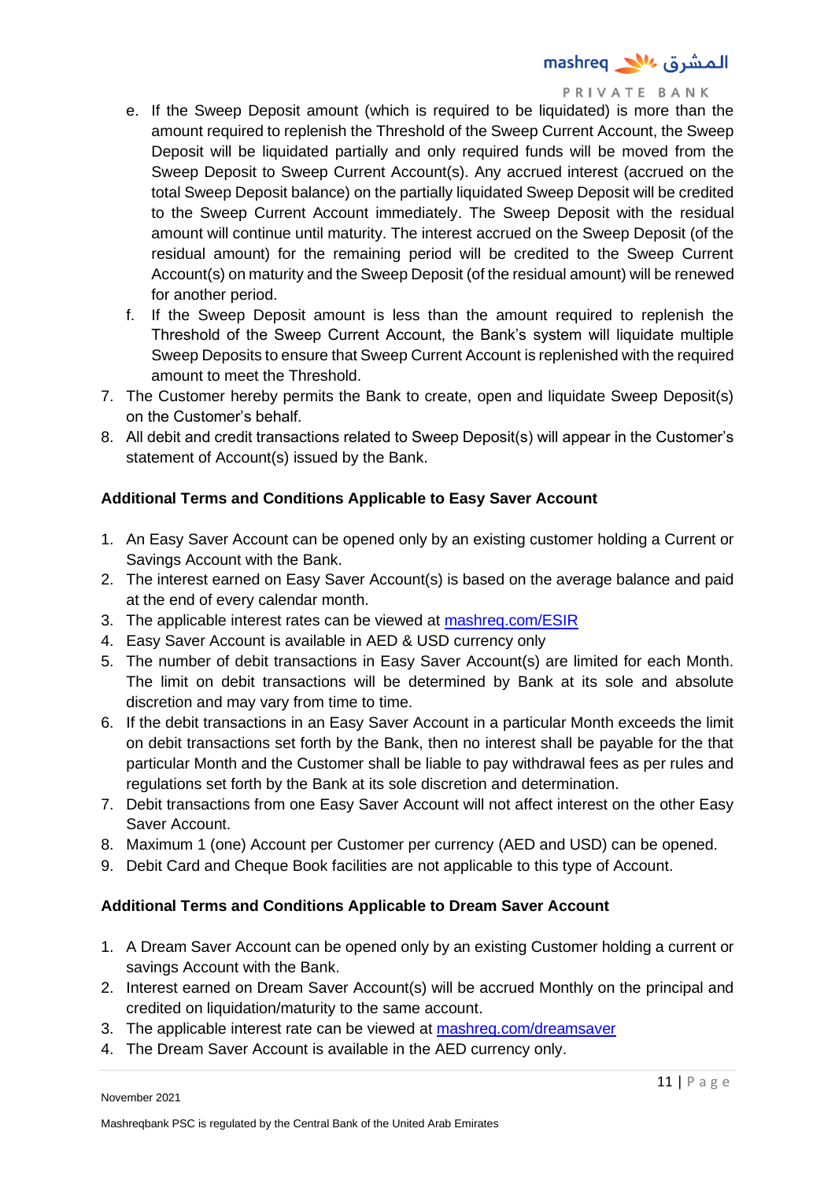e. If the Sweep Deposit amount (which is required to be liquidated) is more than the amount required to replenish the Threshold of the Sweep Current Account, the Sweep Deposit will be liquidated partially and only required funds will be moved from the Sweep Deposit to Sweep Current Account(s). Any accrued interest (accrued on the total Sweep Deposit balance) on the partially liquidated Sweep Deposit will be credited to the Sweep Current Account immediately. The Sweep Deposit with the residual amount will continue until maturity. The interest accrued on the Sweep Deposit (of the residual amount) for the remaining period will be credited to the Sweep Current Account(s) on maturity and the Sweep Deposit (of the residual amount) will be renewed for another period.

f. If the Sweep Deposit amount is less than the amount required to replenish the Threshold of the Sweep Current Account, the Bank's system will liquidate multiple Sweep Deposits to ensure that Sweep Current Account is replenished with the required amount to meet the Threshold.

7. The Customer hereby permits the Bank to create, open and liquidate Sweep Deposit(s) on the Customer's behalf.
8. All debit and credit transactions related to Sweep Deposit(s) will appear in the Customer's statement of Account(s) issued by the Bank.

**Additional Terms and Conditions Applicable to Easy Saver Account**

1. An Easy Saver Account can be opened only by an existing customer holding a Current or Savings Account with the Bank.
2. The interest earned on Easy Saver Account(s) is based on the average balance and paid at the end of every calendar month.
3. The applicable interest rates can be viewed at [mashreq.com/ESIR](mashreq.com/ESIR)
4. Easy Saver Account is available in AED & USD currency only
5. The number of debit transactions in Easy Saver Account(s) are limited for each Month. The limit on debit transactions will be determined by Bank at its sole and absolute discretion and may vary from time to time.
6. If the debit transactions in an Easy Saver Account in a particular Month exceeds the limit on debit transactions set forth by the Bank, then no interest shall be payable for the that particular Month and the Customer shall be liable to pay withdrawal fees as per rules and regulations set forth by the Bank at its sole discretion and determination.
7. Debit transactions from one Easy Saver Account will not affect interest on the other Easy Saver Account.
8. Maximum 1 (one) Account per Customer per currency (AED and USD) can be opened.
9. Debit Card and Cheque Book facilities are not applicable to this type of Account.

**Additional Terms and Conditions Applicable to Dream Saver Account**

1. A Dream Saver Account can be opened only by an existing Customer holding a current or savings Account with the Bank.
2. Interest earned on Dream Saver Account(s) will be accrued Monthly on the principal and credited on liquidation/maturity to the same account.
3. The applicable interest rate can be viewed at [mashreq.com/dreamsaver](mashreq.com/dreamsaver)
4. The Dream Saver Account is available in the AED currency only.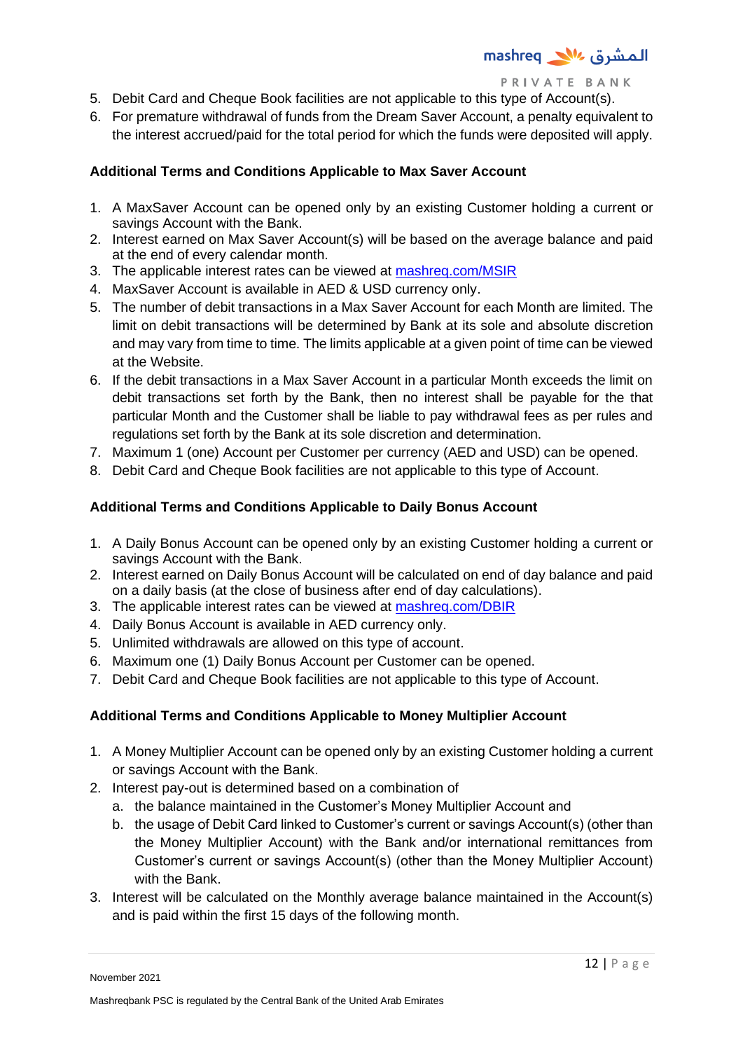5. Debit Card and Cheque Book facilities are not applicable to this type of Account(s).
6. For premature withdrawal of funds from the Dream Saver Account, a penalty equivalent to the interest accrued/paid for the total period for which the funds were deposited will apply.

**Additional Terms and Conditions Applicable to Max Saver Account**

1. A MaxSaver Account can be opened only by an existing Customer holding a current or savings Account with the Bank.
2. Interest earned on Max Saver Account(s) will be based on the average balance and paid at the end of every calendar month.
3. The applicable interest rates can be viewed at [mashreq.com/MSIR](mashreq.com/MSIR)
4. MaxSaver Account is available in AED & USD currency only.
5. The number of debit transactions in a Max Saver Account for each Month are limited. The limit on debit transactions will be determined by Bank at its sole and absolute discretion and may vary from time to time. The limits applicable at a given point of time can be viewed at the Website.
6. If the debit transactions in a Max Saver Account in a particular Month exceeds the limit on debit transactions set forth by the Bank, then no interest shall be payable for the that particular Month and the Customer shall be liable to pay withdrawal fees as per rules and regulations set forth by the Bank at its sole discretion and determination.
7. Maximum 1 (one) Account per Customer per currency (AED and USD) can be opened.
8. Debit Card and Cheque Book facilities are not applicable to this type of Account.

**Additional Terms and Conditions Applicable to Daily Bonus Account**

1. A Daily Bonus Account can be opened only by an existing Customer holding a current or savings Account with the Bank.
2. Interest earned on Daily Bonus Account will be calculated on end of day balance and paid on a daily basis (at the close of business after end of day calculations).
3. The applicable interest rates can be viewed at [mashreq.com/DBIR](mashreq.com/DBIR)
4. Daily Bonus Account is available in AED currency only.
5. Unlimited withdrawals are allowed on this type of account.
6. Maximum one (1) Daily Bonus Account per Customer can be opened.
7. Debit Card and Cheque Book facilities are not applicable to this type of Account.

**Additional Terms and Conditions Applicable to Money Multiplier Account**

1. A Money Multiplier Account can be opened only by an existing Customer holding a current or savings Account with the Bank.
2. Interest pay-out is determined based on a combination of
   a. the balance maintained in the Customer's Money Multiplier Account and
   b. the usage of Debit Card linked to Customer's current or savings Account(s) (other than the Money Multiplier Account) with the Bank and/or international remittances from Customer's current or savings Account(s) (other than the Money Multiplier Account) with the Bank.
3. Interest will be calculated on the Monthly average balance maintained in the Account(s) and is paid within the first 15 days of the following month.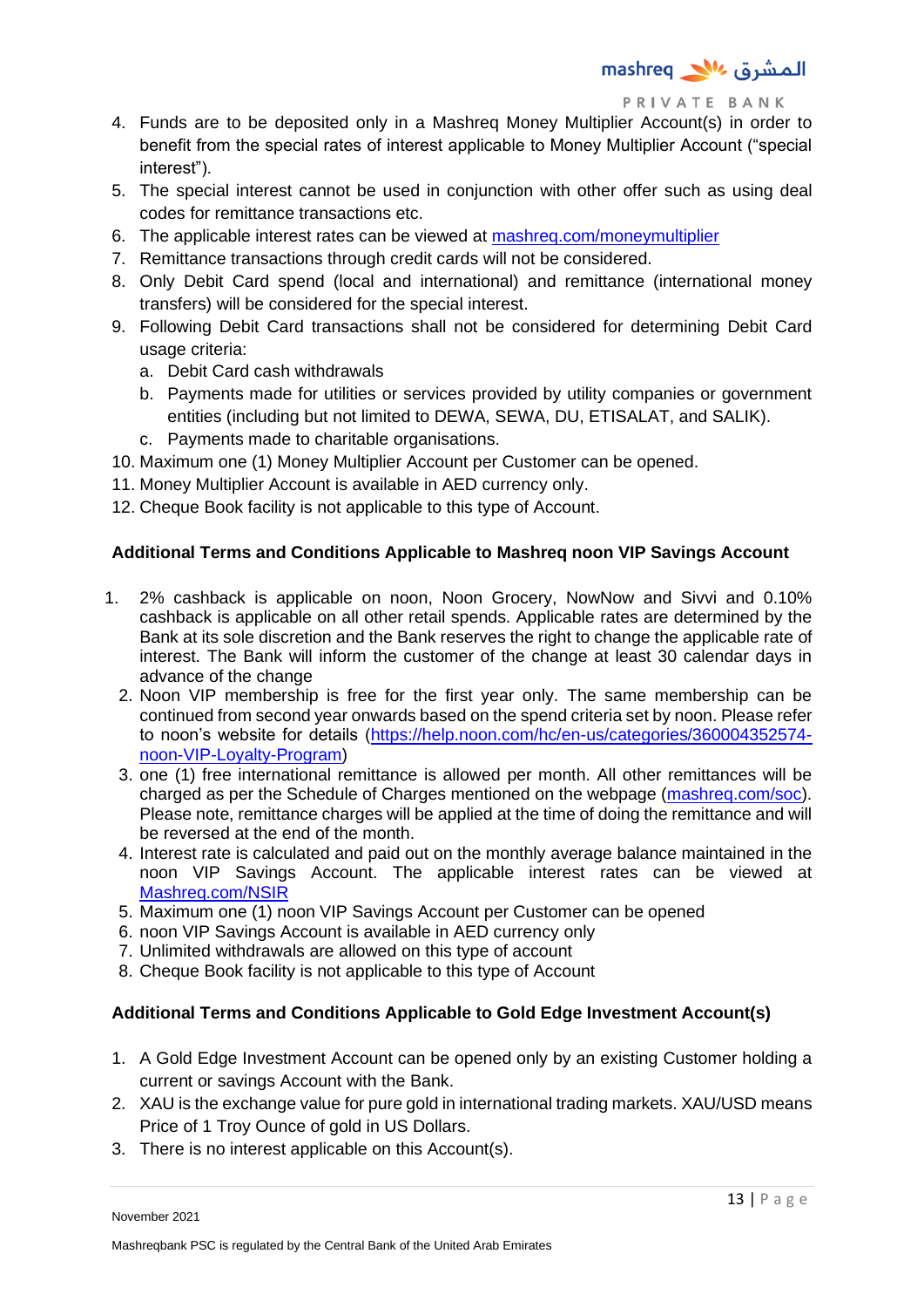4. Funds are to be deposited only in a Mashreq Money Multiplier Account(s) in order to benefit from the special rates of interest applicable to Money Multiplier Account ("special interest").
5. The special interest cannot be used in conjunction with other offer such as using deal codes for remittance transactions etc.
6. The applicable interest rates can be viewed at [mashreq.com/moneymultiplier](mashreq.com/moneymultiplier)
7. Remittance transactions through credit cards will not be considered.
8. Only Debit Card spend (local and international) and remittance (international money transfers) will be considered for the special interest.
9. Following Debit Card transactions shall not be considered for determining Debit Card usage criteria:
   a. Debit Card cash withdrawals
   b. Payments made for utilities or services provided by utility companies or government entities (including but not limited to DEWA, SEWA, DU, ETISALAT, and SALIK).
   c. Payments made to charitable organisations.
10. Maximum one (1) Money Multiplier Account per Customer can be opened.
11. Money Multiplier Account is available in AED currency only.
12. Cheque Book facility is not applicable to this type of Account.

**Additional Terms and Conditions Applicable to Mashreq noon VIP Savings Account**

1. 2% cashback is applicable on noon, Noon Grocery, NowNow and Sivvi and 0.10% cashback is applicable on all other retail spends. Applicable rates are determined by the Bank at its sole discretion and the Bank reserves the right to change the applicable rate of interest. The Bank will inform the customer of the change at least 30 calendar days in advance of the change
2. Noon VIP membership is free for the first year only. The same membership can be continued from second year onwards based on the spend criteria set by noon. Please refer to noon's website for details ([https://help.noon.com/hc/en-us/categories/360004352574-noon-VIP-Loyalty-Program](https://help.noon.com/hc/en-us/categories/360004352574-noon-VIP-Loyalty-Program))
3. one (1) free international remittance is allowed per month. All other remittances will be charged as per the Schedule of Charges mentioned on the webpage ([mashreq.com/soc](mashreq.com/soc)). Please note, remittance charges will be applied at the time of doing the remittance and will be reversed at the end of the month.
4. Interest rate is calculated and paid out on the monthly average balance maintained in the noon VIP Savings Account. The applicable interest rates can be viewed at [Mashreq.com/NSIR](Mashreq.com/NSIR)
5. Maximum one (1) noon VIP Savings Account per Customer can be opened
6. noon VIP Savings Account is available in AED currency only
7. Unlimited withdrawals are allowed on this type of account
8. Cheque Book facility is not applicable to this type of Account

**Additional Terms and Conditions Applicable to Gold Edge Investment Account(s)**

1. A Gold Edge Investment Account can be opened only by an existing Customer holding a current or savings Account with the Bank.
2. XAU is the exchange value for pure gold in international trading markets. XAU/USD means Price of 1 Troy Ounce of gold in US Dollars.
3. There is no interest applicable on this Account(s).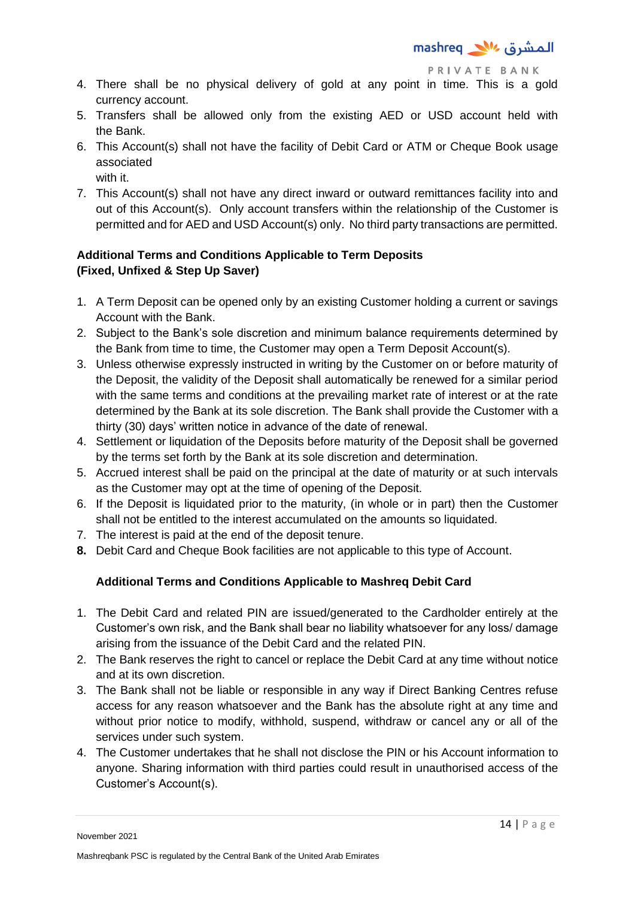4. There shall be no physical delivery of gold at any point in time. This is a gold currency account.
5. Transfers shall be allowed only from the existing AED or USD account held with the Bank.
6. This Account(s) shall not have the facility of Debit Card or ATM or Cheque Book usage associated with it.
7. This Account(s) shall not have any direct inward or outward remittances facility into and out of this Account(s). Only account transfers within the relationship of the Customer is permitted and for AED and USD Account(s) only. No third party transactions are permitted.

**Additional Terms and Conditions Applicable to Term Deposits (Fixed, Unfixed & Step Up Saver)**

1. A Term Deposit can be opened only by an existing Customer holding a current or savings Account with the Bank.
2. Subject to the Bank's sole discretion and minimum balance requirements determined by the Bank from time to time, the Customer may open a Term Deposit Account(s).
3. Unless otherwise expressly instructed in writing by the Customer on or before maturity of the Deposit, the validity of the Deposit shall automatically be renewed for a similar period with the same terms and conditions at the prevailing market rate of interest or at the rate determined by the Bank at its sole discretion. The Bank shall provide the Customer with a thirty (30) days' written notice in advance of the date of renewal.
4. Settlement or liquidation of the Deposits before maturity of the Deposit shall be governed by the terms set forth by the Bank at its sole discretion and determination.
5. Accrued interest shall be paid on the principal at the date of maturity or at such intervals as the Customer may opt at the time of opening of the Deposit.
6. If the Deposit is liquidated prior to the maturity, (in whole or in part) then the Customer shall not be entitled to the interest accumulated on the amounts so liquidated.
7. The interest is paid at the end of the deposit tenure.
8. Debit Card and Cheque Book facilities are not applicable to this type of Account.

**Additional Terms and Conditions Applicable to Mashreq Debit Card**

1. The Debit Card and related PIN are issued/generated to the Cardholder entirely at the Customer's own risk, and the Bank shall bear no liability whatsoever for any loss/ damage arising from the issuance of the Debit Card and the related PIN.
2. The Bank reserves the right to cancel or replace the Debit Card at any time without notice and at its own discretion.
3. The Bank shall not be liable or responsible in any way if Direct Banking Centres refuse access for any reason whatsoever and the Bank has the absolute right at any time and without prior notice to modify, withhold, suspend, withdraw or cancel any or all of the services under such system.
4. The Customer undertakes that he shall not disclose the PIN or his Account information to anyone. Sharing information with third parties could result in unauthorised access of the Customer's Account(s).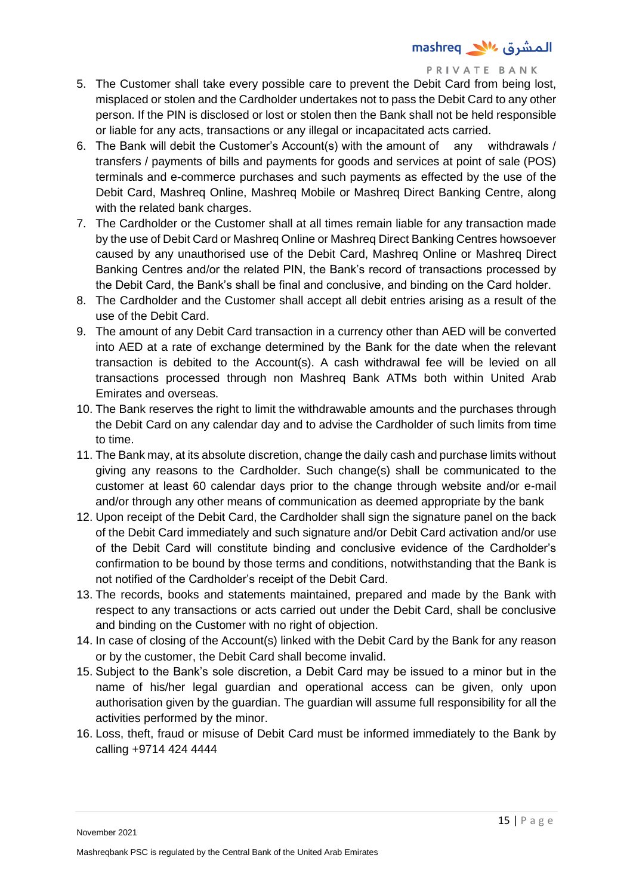5. The Customer shall take every possible care to prevent the Debit Card from being lost, misplaced or stolen and the Cardholder undertakes not to pass the Debit Card to any other person. If the PIN is disclosed or lost or stolen then the Bank shall not be held responsible or liable for any acts, transactions or any illegal or incapacitated acts carried.
6. The Bank will debit the Customer's Account(s) with the amount of any withdrawals / transfers / payments of bills and payments for goods and services at point of sale (POS) terminals and e-commerce purchases and such payments as effected by the use of the Debit Card, Mashreq Online, Mashreq Mobile or Mashreq Direct Banking Centre, along with the related bank charges.
7. The Cardholder or the Customer shall at all times remain liable for any transaction made by the use of Debit Card or Mashreq Online or Mashreq Direct Banking Centres howsoever caused by any unauthorised use of the Debit Card, Mashreq Online or Mashreq Direct Banking Centres and/or the related PIN, the Bank's record of transactions processed by the Debit Card, the Bank's shall be final and conclusive, and binding on the Card holder.
8. The Cardholder and the Customer shall accept all debit entries arising as a result of the use of the Debit Card.
9. The amount of any Debit Card transaction in a currency other than AED will be converted into AED at a rate of exchange determined by the Bank for the date when the relevant transaction is debited to the Account(s). A cash withdrawal fee will be levied on all transactions processed through non Mashreq Bank ATMs both within United Arab Emirates and overseas.
10. The Bank reserves the right to limit the withdrawable amounts and the purchases through the Debit Card on any calendar day and to advise the Cardholder of such limits from time to time.
11. The Bank may, at its absolute discretion, change the daily cash and purchase limits without giving any reasons to the Cardholder. Such change(s) shall be communicated to the customer at least 60 calendar days prior to the change through website and/or e-mail and/or through any other means of communication as deemed appropriate by the bank
12. Upon receipt of the Debit Card, the Cardholder shall sign the signature panel on the back of the Debit Card immediately and such signature and/or Debit Card activation and/or use of the Debit Card will constitute binding and conclusive evidence of the Cardholder's confirmation to be bound by those terms and conditions, notwithstanding that the Bank is not notified of the Cardholder's receipt of the Debit Card.
13. The records, books and statements maintained, prepared and made by the Bank with respect to any transactions or acts carried out under the Debit Card, shall be conclusive and binding on the Customer with no right of objection.
14. In case of closing of the Account(s) linked with the Debit Card by the Bank for any reason or by the customer, the Debit Card shall become invalid.
15. Subject to the Bank's sole discretion, a Debit Card may be issued to a minor but in the name of his/her legal guardian and operational access can be given, only upon authorisation given by the guardian. The guardian will assume full responsibility for all the activities performed by the minor.
16. Loss, theft, fraud or misuse of Debit Card must be informed immediately to the Bank by calling +9714 424 4444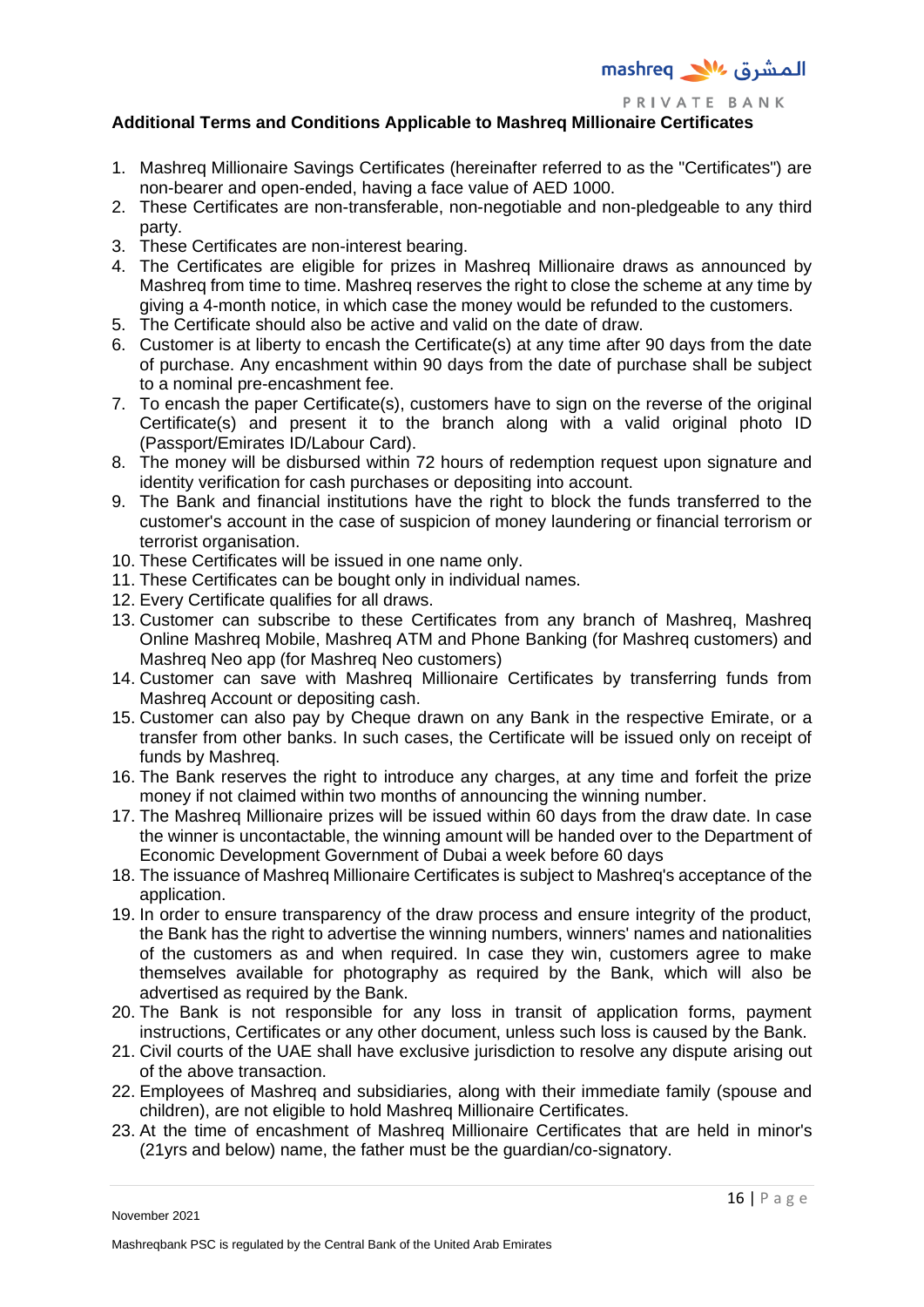## Additional Terms and Conditions Applicable to Mashreq Millionaire Certificates

1. Mashreq Millionaire Savings Certificates (hereinafter referred to as the "Certificates") are non-bearer and open-ended, having a face value of AED 1000.
2. These Certificates are non-transferable, non-negotiable and non-pledgeable to any third party.
3. These Certificates are non-interest bearing.
4. The Certificates are eligible for prizes in Mashreq Millionaire draws as announced by Mashreq from time to time. Mashreq reserves the right to close the scheme at any time by giving a 4-month notice, in which case the money would be refunded to the customers.
5. The Certificate should also be active and valid on the date of draw.
6. Customer is at liberty to encash the Certificate(s) at any time after 90 days from the date of purchase. Any encashment within 90 days from the date of purchase shall be subject to a nominal pre-encashment fee.
7. To encash the paper Certificate(s), customers have to sign on the reverse of the original Certificate(s) and present it to the branch along with a valid original photo ID (Passport/Emirates ID/Labour Card).
8. The money will be disbursed within 72 hours of redemption request upon signature and identity verification for cash purchases or depositing into account.
9. The Bank and financial institutions have the right to block the funds transferred to the customer's account in the case of suspicion of money laundering or financial terrorism or terrorist organisation.
10. These Certificates will be issued in one name only.
11. These Certificates can be bought only in individual names.
12. Every Certificate qualifies for all draws.
13. Customer can subscribe to these Certificates from any branch of Mashreq, Mashreq Online Mashreq Mobile, Mashreq ATM and Phone Banking (for Mashreq customers) and Mashreq Neo app (for Mashreq Neo customers)
14. Customer can save with Mashreq Millionaire Certificates by transferring funds from Mashreq Account or depositing cash.
15. Customer can also pay by Cheque drawn on any Bank in the respective Emirate, or a transfer from other banks. In such cases, the Certificate will be issued only on receipt of funds by Mashreq.
16. The Bank reserves the right to introduce any charges, at any time and forfeit the prize money if not claimed within two months of announcing the winning number.
17. The Mashreq Millionaire prizes will be issued within 60 days from the draw date. In case the winner is uncontactable, the winning amount will be handed over to the Department of Economic Development Government of Dubai a week before 60 days
18. The issuance of Mashreq Millionaire Certificates is subject to Mashreq's acceptance of the application.
19. In order to ensure transparency of the draw process and ensure integrity of the product, the Bank has the right to advertise the winning numbers, winners' names and nationalities of the customers as and when required. In case they win, customers agree to make themselves available for photography as required by the Bank, which will also be advertised as required by the Bank.
20. The Bank is not responsible for any loss in transit of application forms, payment instructions, Certificates or any other document, unless such loss is caused by the Bank.
21. Civil courts of the UAE shall have exclusive jurisdiction to resolve any dispute arising out of the above transaction.
22. Employees of Mashreq and subsidiaries, along with their immediate family (spouse and children), are not eligible to hold Mashreq Millionaire Certificates.
23. At the time of encashment of Mashreq Millionaire Certificates that are held in minor's (21yrs and below) name, the father must be the guardian/co-signatory.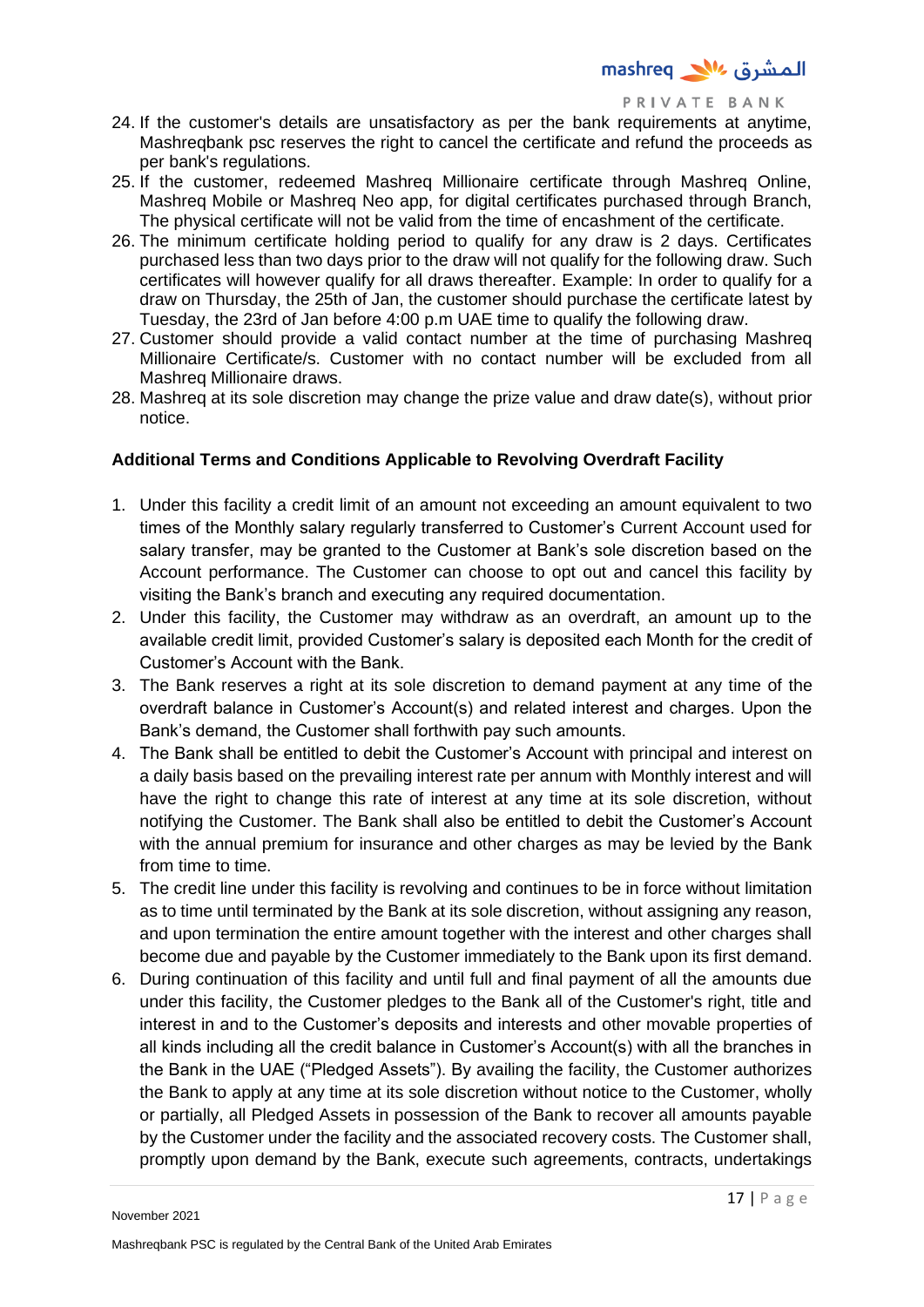24. If the customer's details are unsatisfactory as per the bank requirements at anytime, Mashreqbank psc reserves the right to cancel the certificate and refund the proceeds as per bank's regulations.
25. If the customer, redeemed Mashreq Millionaire certificate through Mashreq Online, Mashreq Mobile or Mashreq Neo app, for digital certificates purchased through Branch, The physical certificate will not be valid from the time of encashment of the certificate.
26. The minimum certificate holding period to qualify for any draw is 2 days. Certificates purchased less than two days prior to the draw will not qualify for the following draw. Such certificates will however qualify for all draws thereafter. Example: In order to qualify for a draw on Thursday, the 25th of Jan, the customer should purchase the certificate latest by Tuesday, the 23rd of Jan before 4:00 p.m UAE time to qualify the following draw.
27. Customer should provide a valid contact number at the time of purchasing Mashreq Millionaire Certificate/s. Customer with no contact number will be excluded from all Mashreq Millionaire draws.
28. Mashreq at its sole discretion may change the prize value and draw date(s), without prior notice.

**Additional Terms and Conditions Applicable to Revolving Overdraft Facility**

1. Under this facility a credit limit of an amount not exceeding an amount equivalent to two times of the Monthly salary regularly transferred to Customer's Current Account used for salary transfer, may be granted to the Customer at Bank's sole discretion based on the Account performance. The Customer can choose to opt out and cancel this facility by visiting the Bank's branch and executing any required documentation.
2. Under this facility, the Customer may withdraw as an overdraft, an amount up to the available credit limit, provided Customer's salary is deposited each Month for the credit of Customer's Account with the Bank.
3. The Bank reserves a right at its sole discretion to demand payment at any time of the overdraft balance in Customer's Account(s) and related interest and charges. Upon the Bank's demand, the Customer shall forthwith pay such amounts.
4. The Bank shall be entitled to debit the Customer's Account with principal and interest on a daily basis based on the prevailing interest rate per annum with Monthly interest and will have the right to change this rate of interest at any time at its sole discretion, without notifying the Customer. The Bank shall also be entitled to debit the Customer's Account with the annual premium for insurance and other charges as may be levied by the Bank from time to time.
5. The credit line under this facility is revolving and continues to be in force without limitation as to time until terminated by the Bank at its sole discretion, without assigning any reason, and upon termination the entire amount together with the interest and other charges shall become due and payable by the Customer immediately to the Bank upon its first demand.
6. During continuation of this facility and until full and final payment of all the amounts due under this facility, the Customer pledges to the Bank all of the Customer's right, title and interest in and to the Customer's deposits and interests and other movable properties of all kinds including all the credit balance in Customer's Account(s) with all the branches in the Bank in the UAE ("Pledged Assets"). By availing the facility, the Customer authorizes the Bank to apply at any time at its sole discretion without notice to the Customer, wholly or partially, all Pledged Assets in possession of the Bank to recover all amounts payable by the Customer under the facility and the associated recovery costs. The Customer shall, promptly upon demand by the Bank, execute such agreements, contracts, undertakings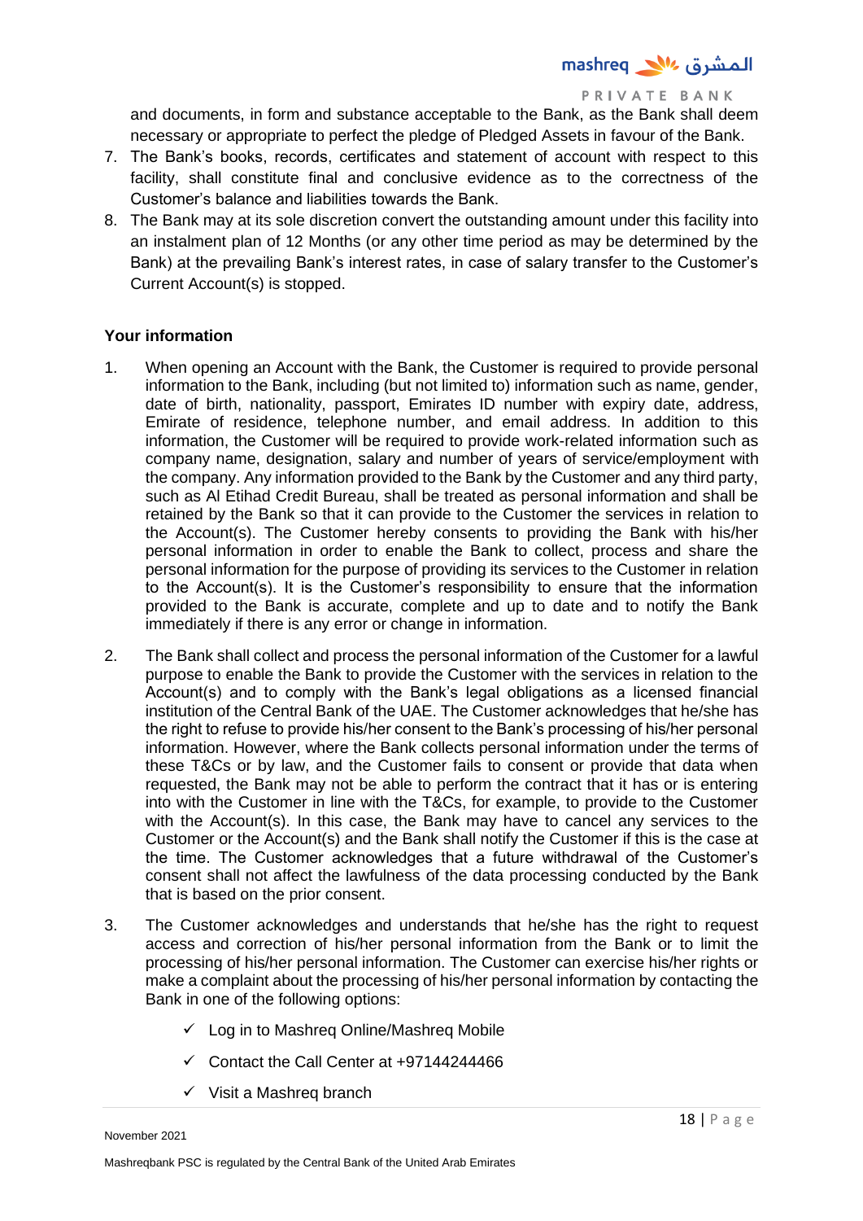and documents, in form and substance acceptable to the Bank, as the Bank shall deem necessary or appropriate to perfect the pledge of Pledged Assets in favour of the Bank.

7. The Bank's books, records, certificates and statement of account with respect to this facility, shall constitute final and conclusive evidence as to the correctness of the Customer's balance and liabilities towards the Bank.
8. The Bank may at its sole discretion convert the outstanding amount under this facility into an instalment plan of 12 Months (or any other time period as may be determined by the Bank) at the prevailing Bank's interest rates, in case of salary transfer to the Customer's Current Account(s) is stopped.

**Your information**

1. When opening an Account with the Bank, the Customer is required to provide personal information to the Bank, including (but not limited to) information such as name, gender, date of birth, nationality, passport, Emirates ID number with expiry date, address, Emirate of residence, telephone number, and email address. In addition to this information, the Customer will be required to provide work-related information such as company name, designation, salary and number of years of service/employment with the company. Any information provided to the Bank by the Customer and any third party, such as Al Etihad Credit Bureau, shall be treated as personal information and shall be retained by the Bank so that it can provide to the Customer the services in relation to the Account(s). The Customer hereby consents to providing the Bank with his/her personal information in order to enable the Bank to collect, process and share the personal information for the purpose of providing its services to the Customer in relation to the Account(s). It is the Customer's responsibility to ensure that the information provided to the Bank is accurate, complete and up to date and to notify the Bank immediately if there is any error or change in information.

2. The Bank shall collect and process the personal information of the Customer for a lawful purpose to enable the Bank to provide the Customer with the services in relation to the Account(s) and to comply with the Bank's legal obligations as a licensed financial institution of the Central Bank of the UAE. The Customer acknowledges that he/she has the right to refuse to provide his/her consent to the Bank's processing of his/her personal information. However, where the Bank collects personal information under the terms of these T&Cs or by law, and the Customer fails to consent or provide that data when requested, the Bank may not be able to perform the contract that it has or is entering into with the Customer in line with the T&Cs, for example, to provide to the Customer with the Account(s). In this case, the Bank may have to cancel any services to the Customer or the Account(s) and the Bank shall notify the Customer if this is the case at the time. The Customer acknowledges that a future withdrawal of the Customer's consent shall not affect the lawfulness of the data processing conducted by the Bank that is based on the prior consent.

3. The Customer acknowledges and understands that he/she has the right to request access and correction of his/her personal information from the Bank or to limit the processing of his/her personal information. The Customer can exercise his/her rights or make a complaint about the processing of his/her personal information by contacting the Bank in one of the following options:

   - ✓ Log in to Mashreq Online/Mashreq Mobile
   - ✓ Contact the Call Center at +97144244466
   - ✓ Visit a Mashreq branch